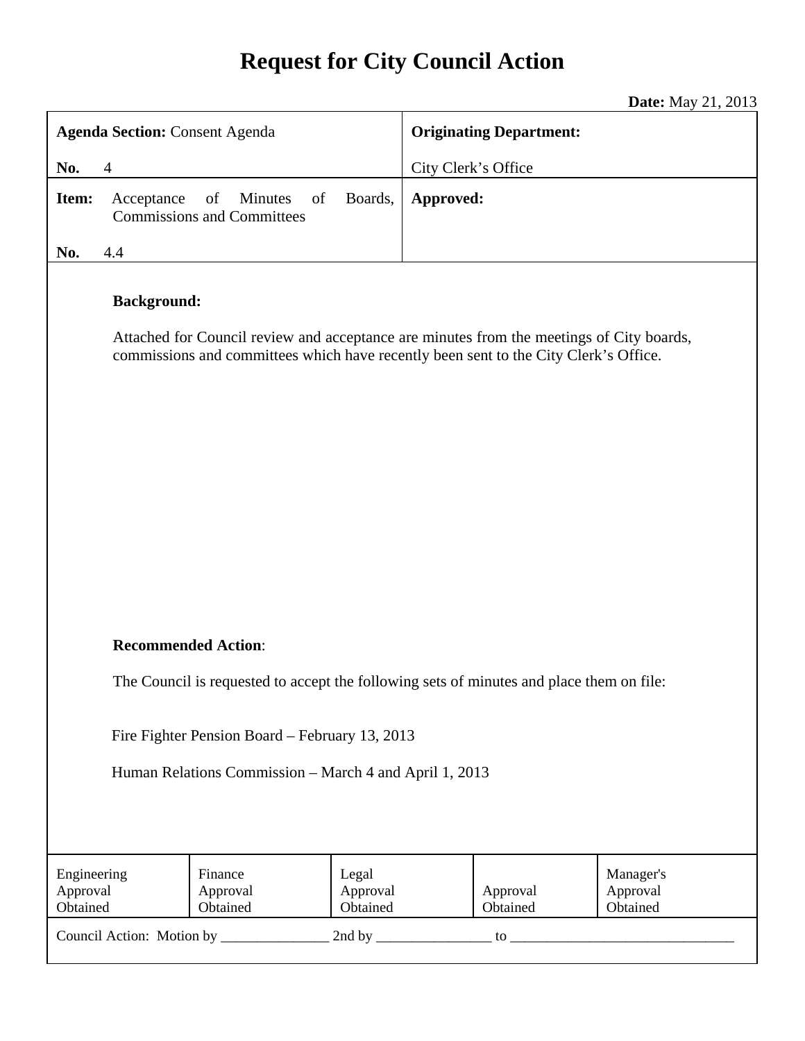# Request for City Council Action

**Date:** May 21, 2013

| | |
|---|---|
| **Agenda Section:** Consent Agenda<br><br>**No.** 4 | **Originating Department:**<br><br>City Clerk's Office |
| **Item:** Acceptance of Minutes of Boards, Commissions and Committees<br><br>**No.** 4.4 | **Approved:** |

**Background:**

Attached for Council review and acceptance are minutes from the meetings of City boards, commissions and committees which have recently been sent to the City Clerk's Office.

**Recommended Action**:

The Council is requested to accept the following sets of minutes and place them on file:

Fire Fighter Pension Board – February 13, 2013

Human Relations Commission – March 4 and April 1, 2013

| | | | | |
|---|---|---|---|---|
| Engineering Approval Obtained | Finance Approval Obtained | Legal Approval Obtained | Approval Obtained | Manager's Approval Obtained |

Council Action: Motion by _______________ 2nd by ________________ to _______________________________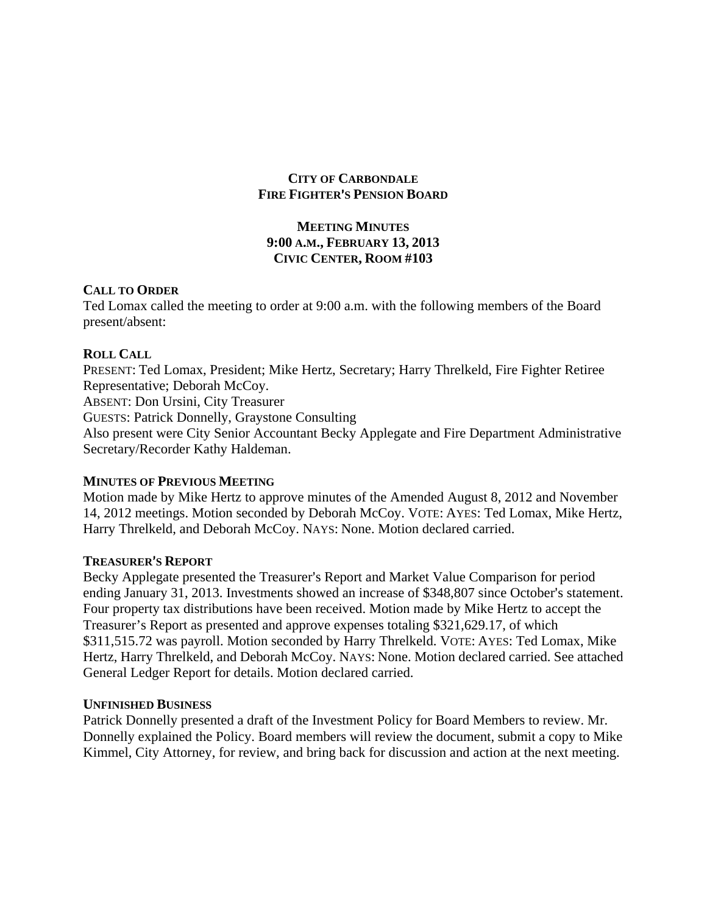**CITY OF CARBONDALE**
**FIRE FIGHTER'S PENSION BOARD**

**MEETING MINUTES**
**9:00 A.M., FEBRUARY 13, 2013**
**CIVIC CENTER, ROOM #103**

**CALL TO ORDER**

Ted Lomax called the meeting to order at 9:00 a.m. with the following members of the Board present/absent:

**ROLL CALL**

PRESENT: Ted Lomax, President; Mike Hertz, Secretary; Harry Threlkeld, Fire Fighter Retiree Representative; Deborah McCoy.
ABSENT: Don Ursini, City Treasurer
GUESTS: Patrick Donnelly, Graystone Consulting
Also present were City Senior Accountant Becky Applegate and Fire Department Administrative Secretary/Recorder Kathy Haldeman.

**MINUTES OF PREVIOUS MEETING**

Motion made by Mike Hertz to approve minutes of the Amended August 8, 2012 and November 14, 2012 meetings. Motion seconded by Deborah McCoy. VOTE: AYES: Ted Lomax, Mike Hertz, Harry Threlkeld, and Deborah McCoy. NAYS: None. Motion declared carried.

**TREASURER'S REPORT**

Becky Applegate presented the Treasurer's Report and Market Value Comparison for period ending January 31, 2013. Investments showed an increase of $348,807 since October's statement. Four property tax distributions have been received. Motion made by Mike Hertz to accept the Treasurer's Report as presented and approve expenses totaling $321,629.17, of which $311,515.72 was payroll. Motion seconded by Harry Threlkeld. VOTE: AYES: Ted Lomax, Mike Hertz, Harry Threlkeld, and Deborah McCoy. NAYS: None. Motion declared carried. See attached General Ledger Report for details. Motion declared carried.

**UNFINISHED BUSINESS**

Patrick Donnelly presented a draft of the Investment Policy for Board Members to review. Mr. Donnelly explained the Policy. Board members will review the document, submit a copy to Mike Kimmel, City Attorney, for review, and bring back for discussion and action at the next meeting.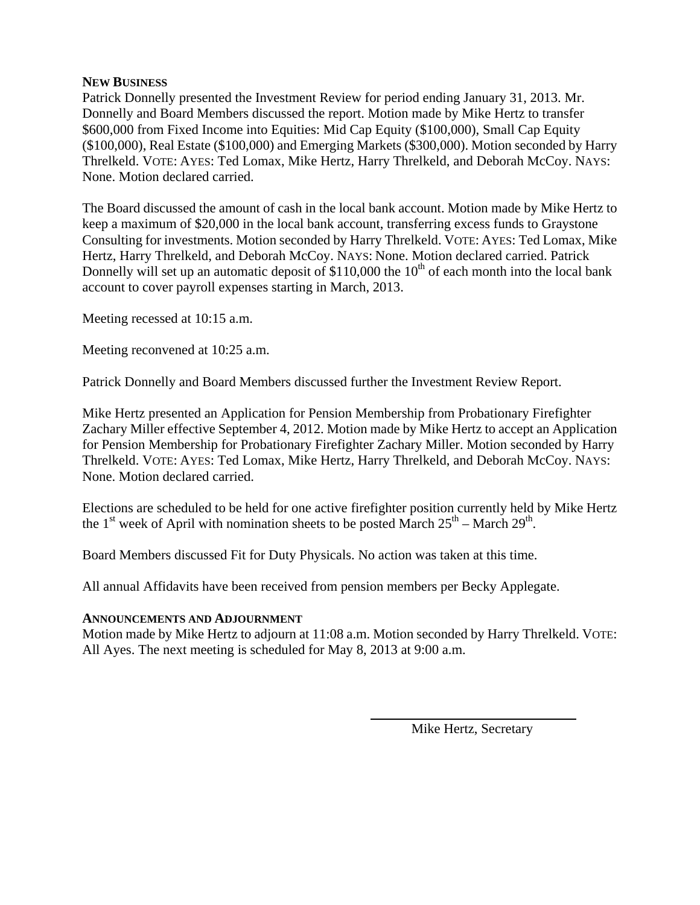**NEW BUSINESS**

Patrick Donnelly presented the Investment Review for period ending January 31, 2013. Mr. Donnelly and Board Members discussed the report. Motion made by Mike Hertz to transfer \$600,000 from Fixed Income into Equities: Mid Cap Equity (\$100,000), Small Cap Equity (\$100,000), Real Estate (\$100,000) and Emerging Markets (\$300,000). Motion seconded by Harry Threlkeld. VOTE: AYES: Ted Lomax, Mike Hertz, Harry Threlkeld, and Deborah McCoy. NAYS: None. Motion declared carried.

The Board discussed the amount of cash in the local bank account. Motion made by Mike Hertz to keep a maximum of \$20,000 in the local bank account, transferring excess funds to Graystone Consulting for investments. Motion seconded by Harry Threlkeld. VOTE: AYES: Ted Lomax, Mike Hertz, Harry Threlkeld, and Deborah McCoy. NAYS: None. Motion declared carried. Patrick Donnelly will set up an automatic deposit of \$110,000 the 10th of each month into the local bank account to cover payroll expenses starting in March, 2013.

Meeting recessed at 10:15 a.m.

Meeting reconvened at 10:25 a.m.

Patrick Donnelly and Board Members discussed further the Investment Review Report.

Mike Hertz presented an Application for Pension Membership from Probationary Firefighter Zachary Miller effective September 4, 2012. Motion made by Mike Hertz to accept an Application for Pension Membership for Probationary Firefighter Zachary Miller. Motion seconded by Harry Threlkeld. VOTE: AYES: Ted Lomax, Mike Hertz, Harry Threlkeld, and Deborah McCoy. NAYS: None. Motion declared carried.

Elections are scheduled to be held for one active firefighter position currently held by Mike Hertz the 1st week of April with nomination sheets to be posted March 25th – March 29th.

Board Members discussed Fit for Duty Physicals. No action was taken at this time.

All annual Affidavits have been received from pension members per Becky Applegate.

**ANNOUNCEMENTS AND ADJOURNMENT**

Motion made by Mike Hertz to adjourn at 11:08 a.m. Motion seconded by Harry Threlkeld. VOTE: All Ayes. The next meeting is scheduled for May 8, 2013 at 9:00 a.m.

Mike Hertz, Secretary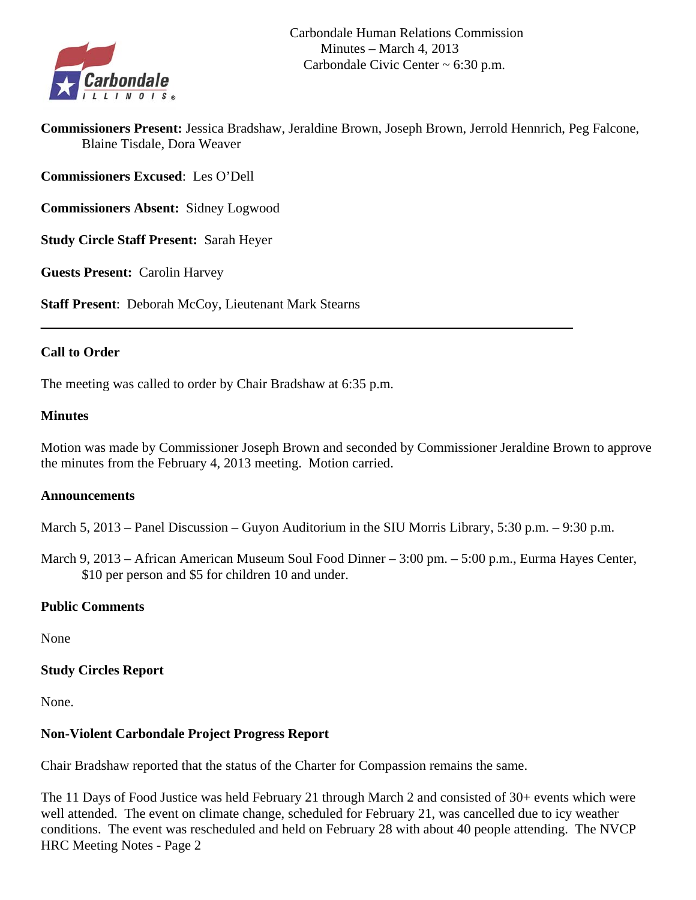Carbondale Human Relations Commission
Minutes – March 4, 2013
Carbondale Civic Center ~ 6:30 p.m.

**Commissioners Present:** Jessica Bradshaw, Jeraldine Brown, Joseph Brown, Jerrold Hennrich, Peg Falcone, Blaine Tisdale, Dora Weaver

**Commissioners Excused**: Les O'Dell

**Commissioners Absent:** Sidney Logwood

**Study Circle Staff Present:** Sarah Heyer

**Guests Present:** Carolin Harvey

**Staff Present**: Deborah McCoy, Lieutenant Mark Stearns

---

### Call to Order

The meeting was called to order by Chair Bradshaw at 6:35 p.m.

### Minutes

Motion was made by Commissioner Joseph Brown and seconded by Commissioner Jeraldine Brown to approve the minutes from the February 4, 2013 meeting. Motion carried.

### Announcements

March 5, 2013 – Panel Discussion – Guyon Auditorium in the SIU Morris Library, 5:30 p.m. – 9:30 p.m.

March 9, 2013 – African American Museum Soul Food Dinner – 3:00 pm. – 5:00 p.m., Eurma Hayes Center, $10 per person and $5 for children 10 and under.

### Public Comments

None

### Study Circles Report

None.

### Non-Violent Carbondale Project Progress Report

Chair Bradshaw reported that the status of the Charter for Compassion remains the same.

The 11 Days of Food Justice was held February 21 through March 2 and consisted of 30+ events which were well attended. The event on climate change, scheduled for February 21, was cancelled due to icy weather conditions. The event was rescheduled and held on February 28 with about 40 people attending. The NVCP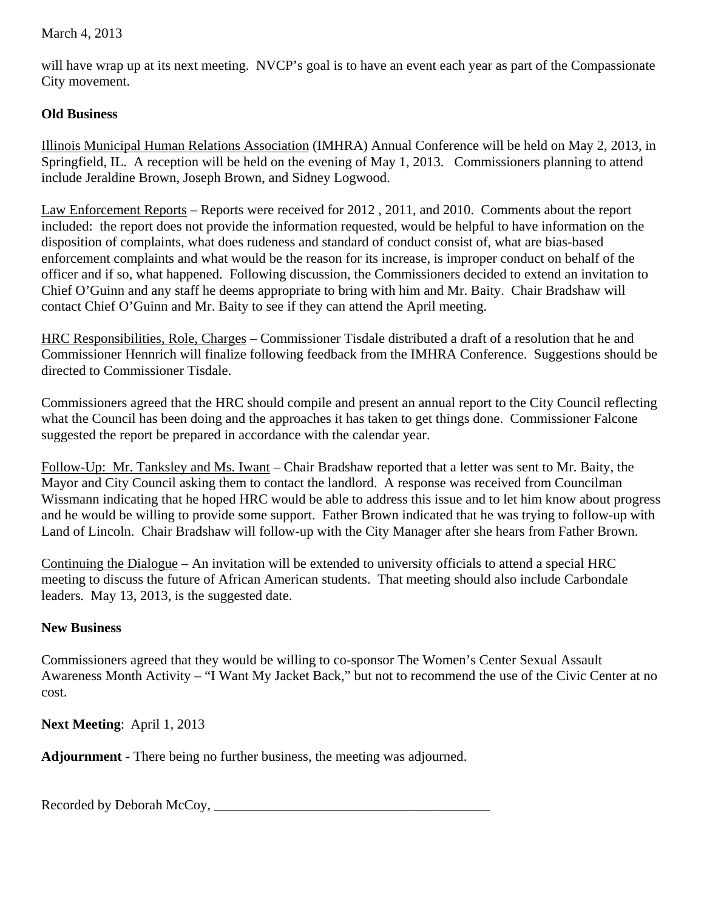will have wrap up at its next meeting. NVCP's goal is to have an event each year as part of the Compassionate City movement.

**Old Business**

Illinois Municipal Human Relations Association (IMHRA) Annual Conference will be held on May 2, 2013, in Springfield, IL. A reception will be held on the evening of May 1, 2013. Commissioners planning to attend include Jeraldine Brown, Joseph Brown, and Sidney Logwood.

Law Enforcement Reports – Reports were received for 2012 , 2011, and 2010. Comments about the report included: the report does not provide the information requested, would be helpful to have information on the disposition of complaints, what does rudeness and standard of conduct consist of, what are bias-based enforcement complaints and what would be the reason for its increase, is improper conduct on behalf of the officer and if so, what happened. Following discussion, the Commissioners decided to extend an invitation to Chief O'Guinn and any staff he deems appropriate to bring with him and Mr. Baity. Chair Bradshaw will contact Chief O'Guinn and Mr. Baity to see if they can attend the April meeting.

HRC Responsibilities, Role, Charges – Commissioner Tisdale distributed a draft of a resolution that he and Commissioner Hennrich will finalize following feedback from the IMHRA Conference. Suggestions should be directed to Commissioner Tisdale.

Commissioners agreed that the HRC should compile and present an annual report to the City Council reflecting what the Council has been doing and the approaches it has taken to get things done. Commissioner Falcone suggested the report be prepared in accordance with the calendar year.

Follow-Up: Mr. Tanksley and Ms. Iwant – Chair Bradshaw reported that a letter was sent to Mr. Baity, the Mayor and City Council asking them to contact the landlord. A response was received from Councilman Wissmann indicating that he hoped HRC would be able to address this issue and to let him know about progress and he would be willing to provide some support. Father Brown indicated that he was trying to follow-up with Land of Lincoln. Chair Bradshaw will follow-up with the City Manager after she hears from Father Brown.

Continuing the Dialogue – An invitation will be extended to university officials to attend a special HRC meeting to discuss the future of African American students. That meeting should also include Carbondale leaders. May 13, 2013, is the suggested date.

**New Business**

Commissioners agreed that they would be willing to co-sponsor The Women's Center Sexual Assault Awareness Month Activity – "I Want My Jacket Back," but not to recommend the use of the Civic Center at no cost.

**Next Meeting**: April 1, 2013

**Adjournment -** There being no further business, the meeting was adjourned.

Recorded by Deborah McCoy, _________________________________________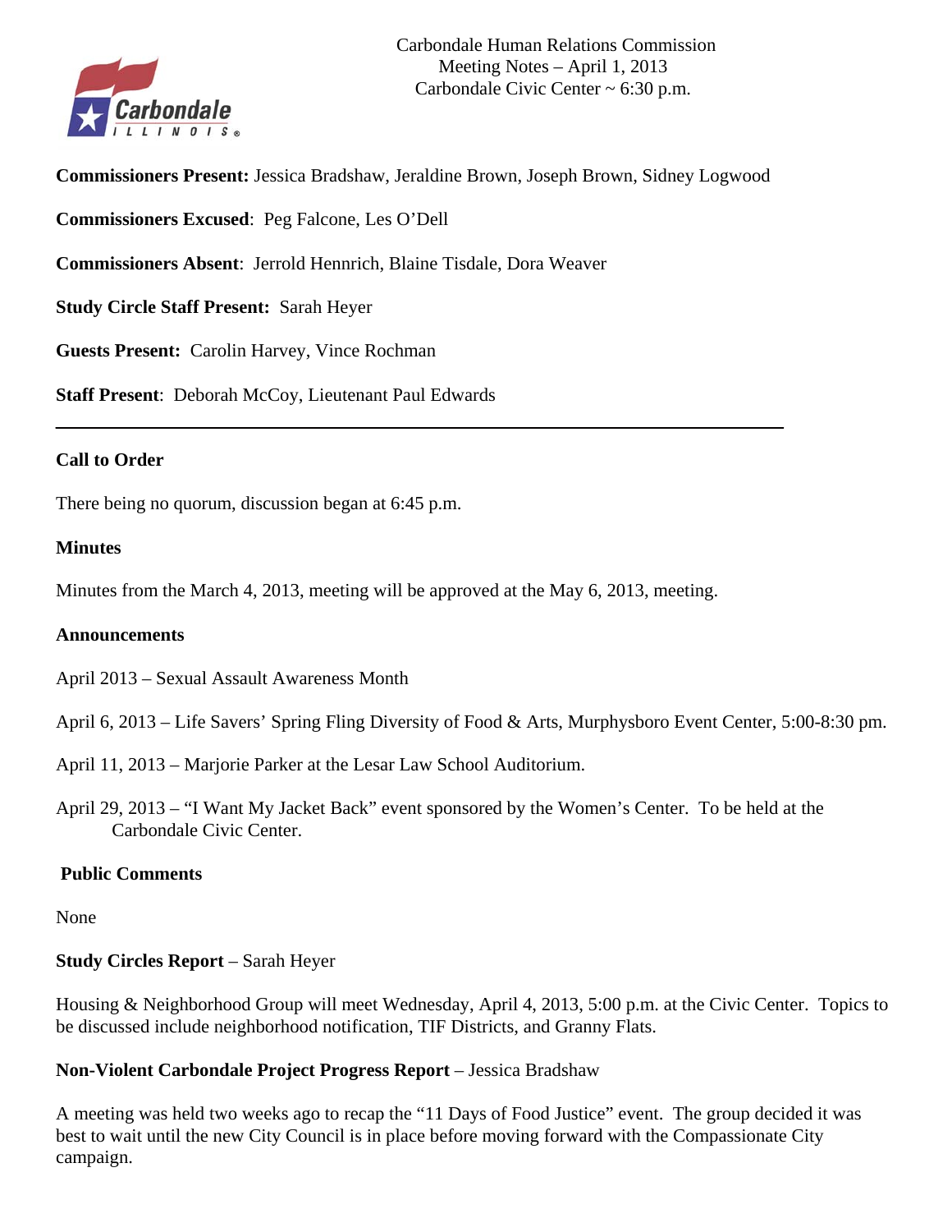Carbondale Human Relations Commission
Meeting Notes – April 1, 2013
Carbondale Civic Center ~ 6:30 p.m.

**Commissioners Present:** Jessica Bradshaw, Jeraldine Brown, Joseph Brown, Sidney Logwood

**Commissioners Excused**: Peg Falcone, Les O'Dell

**Commissioners Absent**: Jerrold Hennrich, Blaine Tisdale, Dora Weaver

**Study Circle Staff Present:** Sarah Heyer

**Guests Present:** Carolin Harvey, Vince Rochman

**Staff Present**: Deborah McCoy, Lieutenant Paul Edwards

---

**Call to Order**

There being no quorum, discussion began at 6:45 p.m.

**Minutes**

Minutes from the March 4, 2013, meeting will be approved at the May 6, 2013, meeting.

**Announcements**

April 2013 – Sexual Assault Awareness Month

April 6, 2013 – Life Savers' Spring Fling Diversity of Food & Arts, Murphysboro Event Center, 5:00-8:30 pm.

April 11, 2013 – Marjorie Parker at the Lesar Law School Auditorium.

April 29, 2013 – "I Want My Jacket Back" event sponsored by the Women's Center. To be held at the Carbondale Civic Center.

**Public Comments**

None

**Study Circles Report** – Sarah Heyer

Housing & Neighborhood Group will meet Wednesday, April 4, 2013, 5:00 p.m. at the Civic Center. Topics to be discussed include neighborhood notification, TIF Districts, and Granny Flats.

**Non-Violent Carbondale Project Progress Report** – Jessica Bradshaw

A meeting was held two weeks ago to recap the "11 Days of Food Justice" event. The group decided it was best to wait until the new City Council is in place before moving forward with the Compassionate City campaign.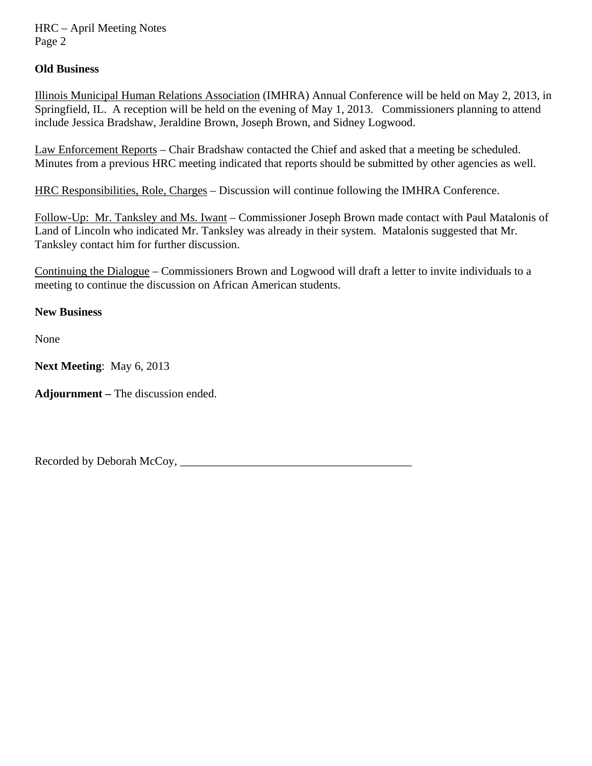**Old Business**

Illinois Municipal Human Relations Association (IMHRA) Annual Conference will be held on May 2, 2013, in Springfield, IL. A reception will be held on the evening of May 1, 2013. Commissioners planning to attend include Jessica Bradshaw, Jeraldine Brown, Joseph Brown, and Sidney Logwood.

Law Enforcement Reports – Chair Bradshaw contacted the Chief and asked that a meeting be scheduled. Minutes from a previous HRC meeting indicated that reports should be submitted by other agencies as well.

HRC Responsibilities, Role, Charges – Discussion will continue following the IMHRA Conference.

Follow-Up: Mr. Tanksley and Ms. Iwant – Commissioner Joseph Brown made contact with Paul Matalonis of Land of Lincoln who indicated Mr. Tanksley was already in their system. Matalonis suggested that Mr. Tanksley contact him for further discussion.

Continuing the Dialogue – Commissioners Brown and Logwood will draft a letter to invite individuals to a meeting to continue the discussion on African American students.

**New Business**

None

**Next Meeting**: May 6, 2013

**Adjournment –** The discussion ended.

Recorded by Deborah McCoy, ________________________________________